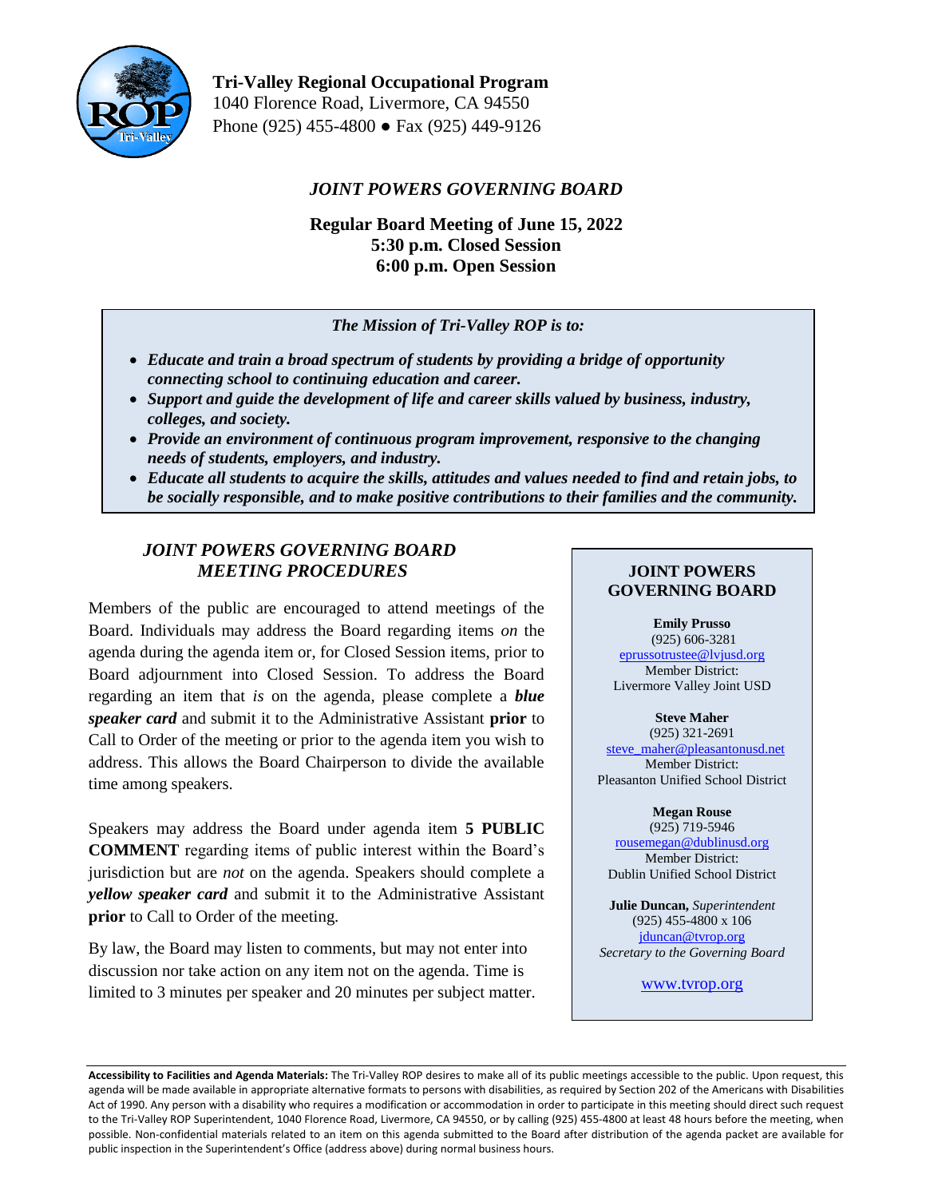**Tri-Valley Regional Occupational Program**
1040 Florence Road, Livermore, CA 94550
Phone (925) 455-4800 ● Fax (925) 449-9126

# *JOINT POWERS GOVERNING BOARD*

**Regular Board Meeting of June 15, 2022**
**5:30 p.m. Closed Session**
**6:00 p.m. Open Session**

***The Mission of Tri-Valley ROP is to:***

- ***Educate and train a broad spectrum of students by providing a bridge of opportunity connecting school to continuing education and career.***
- ***Support and guide the development of life and career skills valued by business, industry, colleges, and society.***
- ***Provide an environment of continuous program improvement, responsive to the changing needs of students, employers, and industry.***
- ***Educate all students to acquire the skills, attitudes and values needed to find and retain jobs, to be socially responsible, and to make positive contributions to their families and the community.***

## *JOINT POWERS GOVERNING BOARD MEETING PROCEDURES*

Members of the public are encouraged to attend meetings of the Board. Individuals may address the Board regarding items *on* the agenda during the agenda item or, for Closed Session items, prior to Board adjournment into Closed Session. To address the Board regarding an item that *is* on the agenda, please complete a ***blue speaker card*** and submit it to the Administrative Assistant **prior** to Call to Order of the meeting or prior to the agenda item you wish to address. This allows the Board Chairperson to divide the available time among speakers.

Speakers may address the Board under agenda item **5 PUBLIC COMMENT** regarding items of public interest within the Board's jurisdiction but are *not* on the agenda. Speakers should complete a ***yellow speaker card*** and submit it to the Administrative Assistant **prior** to Call to Order of the meeting.

By law, the Board may listen to comments, but may not enter into discussion nor take action on any item not on the agenda. Time is limited to 3 minutes per speaker and 20 minutes per subject matter.

## JOINT POWERS GOVERNING BOARD

**Emily Prusso**
(925) 606-3281
eprussotrustee@lvjusd.org
Member District:
Livermore Valley Joint USD

**Steve Maher**
(925) 321-2691
steve_maher@pleasantonusd.net
Member District:
Pleasanton Unified School District

**Megan Rouse**
(925) 719-5946
rousemegan@dublinusd.org
Member District:
Dublin Unified School District

**Julie Duncan,** *Superintendent*
(925) 455-4800 x 106
jduncan@tvrop.org
*Secretary to the Governing Board*

www.tvrop.org

**Accessibility to Facilities and Agenda Materials:** The Tri-Valley ROP desires to make all of its public meetings accessible to the public. Upon request, this agenda will be made available in appropriate alternative formats to persons with disabilities, as required by Section 202 of the Americans with Disabilities Act of 1990. Any person with a disability who requires a modification or accommodation in order to participate in this meeting should direct such request to the Tri-Valley ROP Superintendent, 1040 Florence Road, Livermore, CA 94550, or by calling (925) 455-4800 at least 48 hours before the meeting, when possible. Non-confidential materials related to an item on this agenda submitted to the Board after distribution of the agenda packet are available for public inspection in the Superintendent's Office (address above) during normal business hours.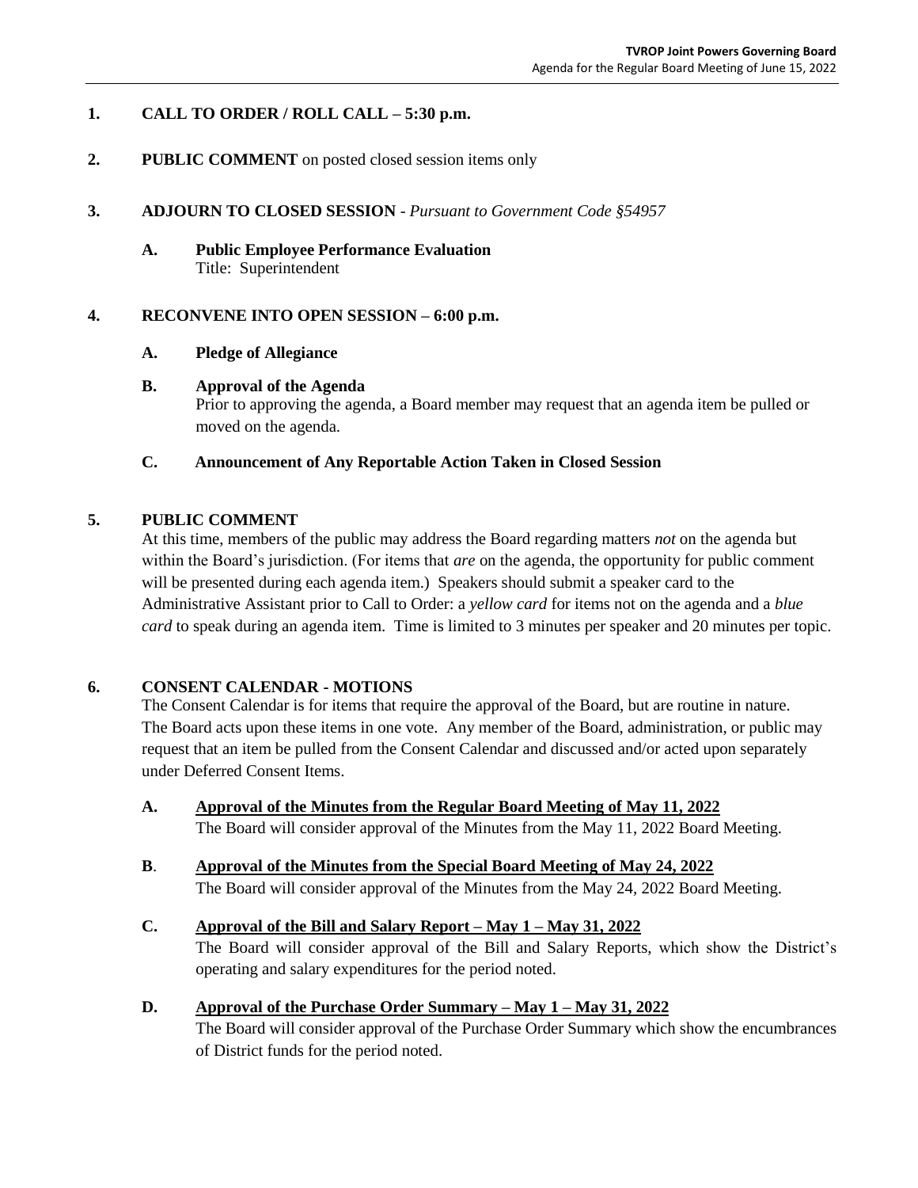**1. CALL TO ORDER / ROLL CALL – 5:30 p.m.**

**2. PUBLIC COMMENT** on posted closed session items only

**3. ADJOURN TO CLOSED SESSION** - *Pursuant to Government Code §54957*

**A. Public Employee Performance Evaluation**
Title: Superintendent

**4. RECONVENE INTO OPEN SESSION – 6:00 p.m.**

**A. Pledge of Allegiance**

**B. Approval of the Agenda**
Prior to approving the agenda, a Board member may request that an agenda item be pulled or moved on the agenda.

**C. Announcement of Any Reportable Action Taken in Closed Session**

**5. PUBLIC COMMENT**

At this time, members of the public may address the Board regarding matters *not* on the agenda but within the Board's jurisdiction. (For items that *are* on the agenda, the opportunity for public comment will be presented during each agenda item.) Speakers should submit a speaker card to the Administrative Assistant prior to Call to Order: a *yellow card* for items not on the agenda and a *blue card* to speak during an agenda item. Time is limited to 3 minutes per speaker and 20 minutes per topic.

**6. CONSENT CALENDAR - MOTIONS**

The Consent Calendar is for items that require the approval of the Board, but are routine in nature. The Board acts upon these items in one vote. Any member of the Board, administration, or public may request that an item be pulled from the Consent Calendar and discussed and/or acted upon separately under Deferred Consent Items.

**A. <u>Approval of the Minutes from the Regular Board Meeting of May 11, 2022</u>**
The Board will consider approval of the Minutes from the May 11, 2022 Board Meeting.

**B. <u>Approval of the Minutes from the Special Board Meeting of May 24, 2022</u>**
The Board will consider approval of the Minutes from the May 24, 2022 Board Meeting.

**C. <u>Approval of the Bill and Salary Report – May 1 – May 31, 2022</u>**
The Board will consider approval of the Bill and Salary Reports, which show the District's operating and salary expenditures for the period noted.

**D. <u>Approval of the Purchase Order Summary – May 1 – May 31, 2022</u>**
The Board will consider approval of the Purchase Order Summary which show the encumbrances of District funds for the period noted.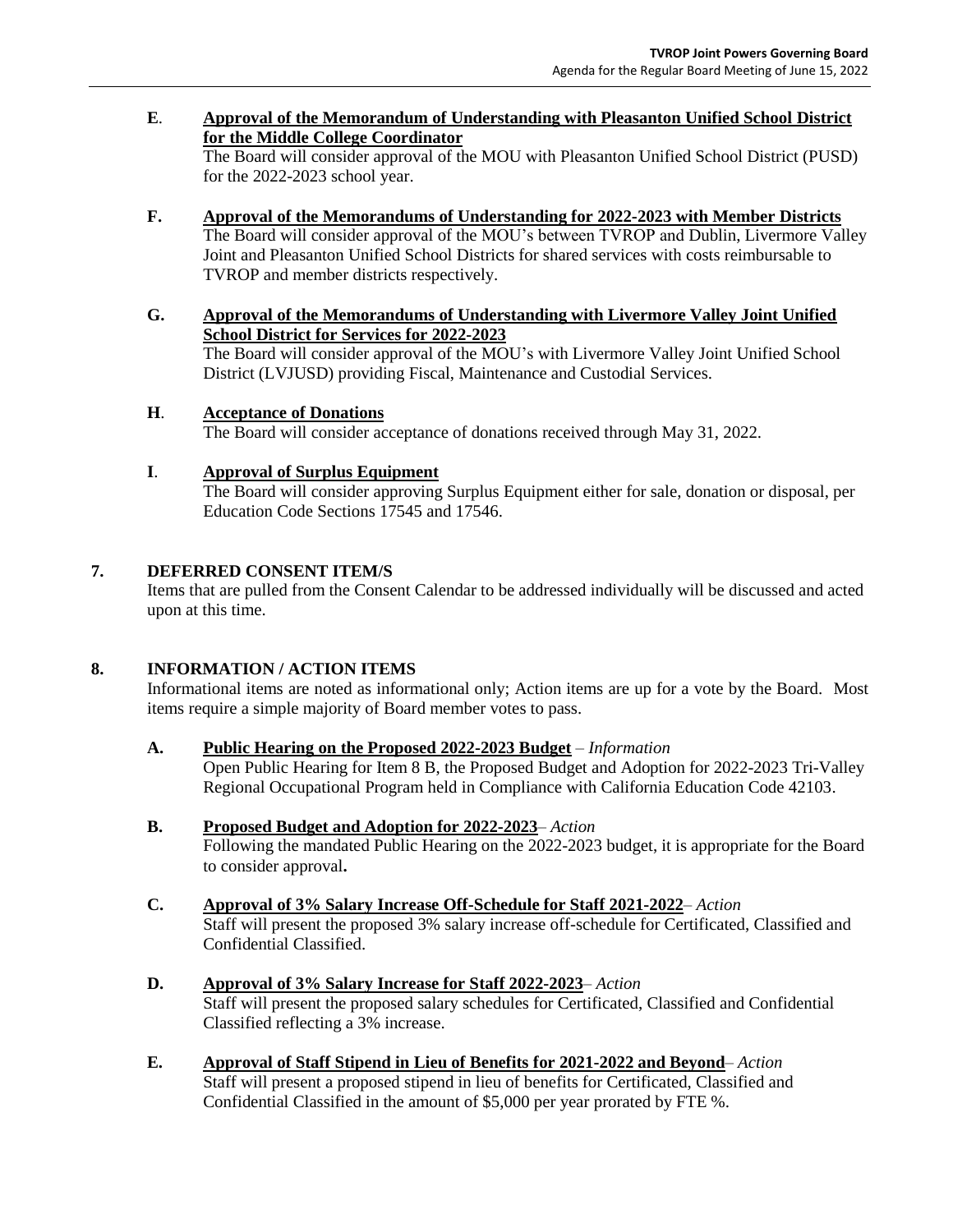**E**. **Approval of the Memorandum of Understanding with Pleasanton Unified School District for the Middle College Coordinator**

The Board will consider approval of the MOU with Pleasanton Unified School District (PUSD) for the 2022-2023 school year.

**F. Approval of the Memorandums of Understanding for 2022-2023 with Member Districts**

The Board will consider approval of the MOU's between TVROP and Dublin, Livermore Valley Joint and Pleasanton Unified School Districts for shared services with costs reimbursable to TVROP and member districts respectively.

**G. Approval of the Memorandums of Understanding with Livermore Valley Joint Unified School District for Services for 2022-2023**

The Board will consider approval of the MOU's with Livermore Valley Joint Unified School District (LVJUSD) providing Fiscal, Maintenance and Custodial Services.

**H**. **Acceptance of Donations**

The Board will consider acceptance of donations received through May 31, 2022.

**I**. **Approval of Surplus Equipment**

The Board will consider approving Surplus Equipment either for sale, donation or disposal, per Education Code Sections 17545 and 17546.

## 7. DEFERRED CONSENT ITEM/S

Items that are pulled from the Consent Calendar to be addressed individually will be discussed and acted upon at this time.

## 8. INFORMATION / ACTION ITEMS

Informational items are noted as informational only; Action items are up for a vote by the Board. Most items require a simple majority of Board member votes to pass.

**A. Public Hearing on the Proposed 2022-2023 Budget** – *Information*

Open Public Hearing for Item 8 B, the Proposed Budget and Adoption for 2022-2023 Tri-Valley Regional Occupational Program held in Compliance with California Education Code 42103.

**B. Proposed Budget and Adoption for 2022-2023**– *Action*

Following the mandated Public Hearing on the 2022-2023 budget, it is appropriate for the Board to consider approval**.**

**C. Approval of 3% Salary Increase Off-Schedule for Staff 2021-2022**– *Action*

Staff will present the proposed 3% salary increase off-schedule for Certificated, Classified and Confidential Classified.

**D. Approval of 3% Salary Increase for Staff 2022-2023**– *Action*

Staff will present the proposed salary schedules for Certificated, Classified and Confidential Classified reflecting a 3% increase.

**E. Approval of Staff Stipend in Lieu of Benefits for 2021-2022 and Beyond**– *Action*

Staff will present a proposed stipend in lieu of benefits for Certificated, Classified and Confidential Classified in the amount of $5,000 per year prorated by FTE %.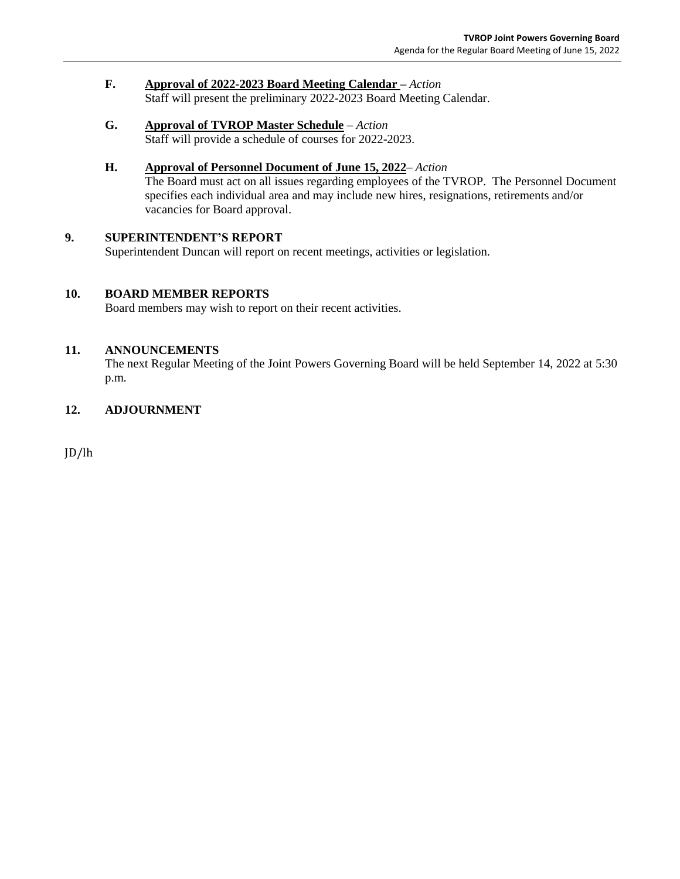**F. <u>Approval of 2022-2023 Board Meeting Calendar</u> –** *Action*
Staff will present the preliminary 2022-2023 Board Meeting Calendar.

**G. <u>Approval of TVROP Master Schedule</u>** – *Action*
Staff will provide a schedule of courses for 2022-2023.

**H. <u>Approval of Personnel Document of June 15, 2022</u>**– *Action*
The Board must act on all issues regarding employees of the TVROP. The Personnel Document specifies each individual area and may include new hires, resignations, retirements and/or vacancies for Board approval.

**9. SUPERINTENDENT'S REPORT**
Superintendent Duncan will report on recent meetings, activities or legislation.

**10. BOARD MEMBER REPORTS**
Board members may wish to report on their recent activities.

**11. ANNOUNCEMENTS**
The next Regular Meeting of the Joint Powers Governing Board will be held September 14, 2022 at 5:30 p.m.

**12. ADJOURNMENT**

JD/lh